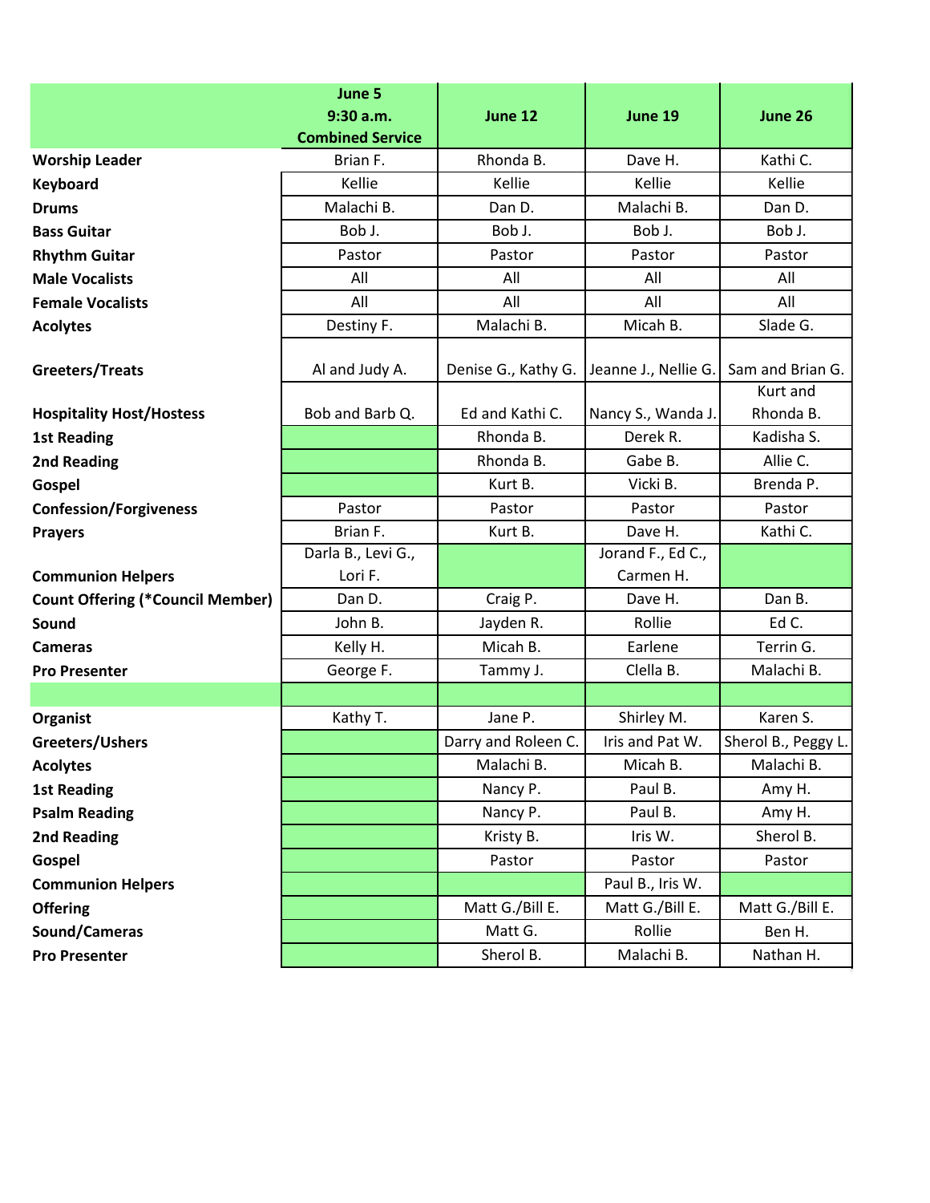| | June 5 9:30 a.m. Combined Service | June 12 | June 19 | June 26 |
|---|---|---|---|---|
| **Worship Leader** | Brian F. | Rhonda B. | Dave H. | Kathi C. |
| **Keyboard** | Kellie | Kellie | Kellie | Kellie |
| **Drums** | Malachi B. | Dan D. | Malachi B. | Dan D. |
| **Bass Guitar** | Bob J. | Bob J. | Bob J. | Bob J. |
| **Rhythm Guitar** | Pastor | Pastor | Pastor | Pastor |
| **Male Vocalists** | All | All | All | All |
| **Female Vocalists** | All | All | All | All |
| **Acolytes** | Destiny F. | Malachi B. | Micah B. | Slade G. |
| **Greeters/Treats** | Al and Judy A. | Denise G., Kathy G. | Jeanne J., Nellie G. | Sam and Brian G. |
| **Hospitality Host/Hostess** | Bob and Barb Q. | Ed and Kathi C. | Nancy S., Wanda J. | Kurt and Rhonda B. |
| **1st Reading** | | Rhonda B. | Derek R. | Kadisha S. |
| **2nd Reading** | | Rhonda B. | Gabe B. | Allie C. |
| **Gospel** | | Kurt B. | Vicki B. | Brenda P. |
| **Confession/Forgiveness** | Pastor | Pastor | Pastor | Pastor |
| **Prayers** | Brian F. | Kurt B. | Dave H. | Kathi C. |
| **Communion Helpers** | Darla B., Levi G., Lori F. | | Jorand F., Ed C., Carmen H. | |
| **Count Offering (*Council Member)** | Dan D. | Craig P. | Dave H. | Dan B. |
| **Sound** | John B. | Jayden R. | Rollie | Ed C. |
| **Cameras** | Kelly H. | Micah B. | Earlene | Terrin G. |
| **Pro Presenter** | George F. | Tammy J. | Clella B. | Malachi B. |
| | | | | |
| **Organist** | Kathy T. | Jane P. | Shirley M. | Karen S. |
| **Greeters/Ushers** | | Darry and Roleen C. | Iris and Pat W. | Sherol B., Peggy L. |
| **Acolytes** | | Malachi B. | Micah B. | Malachi B. |
| **1st Reading** | | Nancy P. | Paul B. | Amy H. |
| **Psalm Reading** | | Nancy P. | Paul B. | Amy H. |
| **2nd Reading** | | Kristy B. | Iris W. | Sherol B. |
| **Gospel** | | Pastor | Pastor | Pastor |
| **Communion Helpers** | | | Paul B., Iris W. | |
| **Offering** | | Matt G./Bill E. | Matt G./Bill E. | Matt G./Bill E. |
| **Sound/Cameras** | | Matt G. | Rollie | Ben H. |
| **Pro Presenter** | | Sherol B. | Malachi B. | Nathan H. |